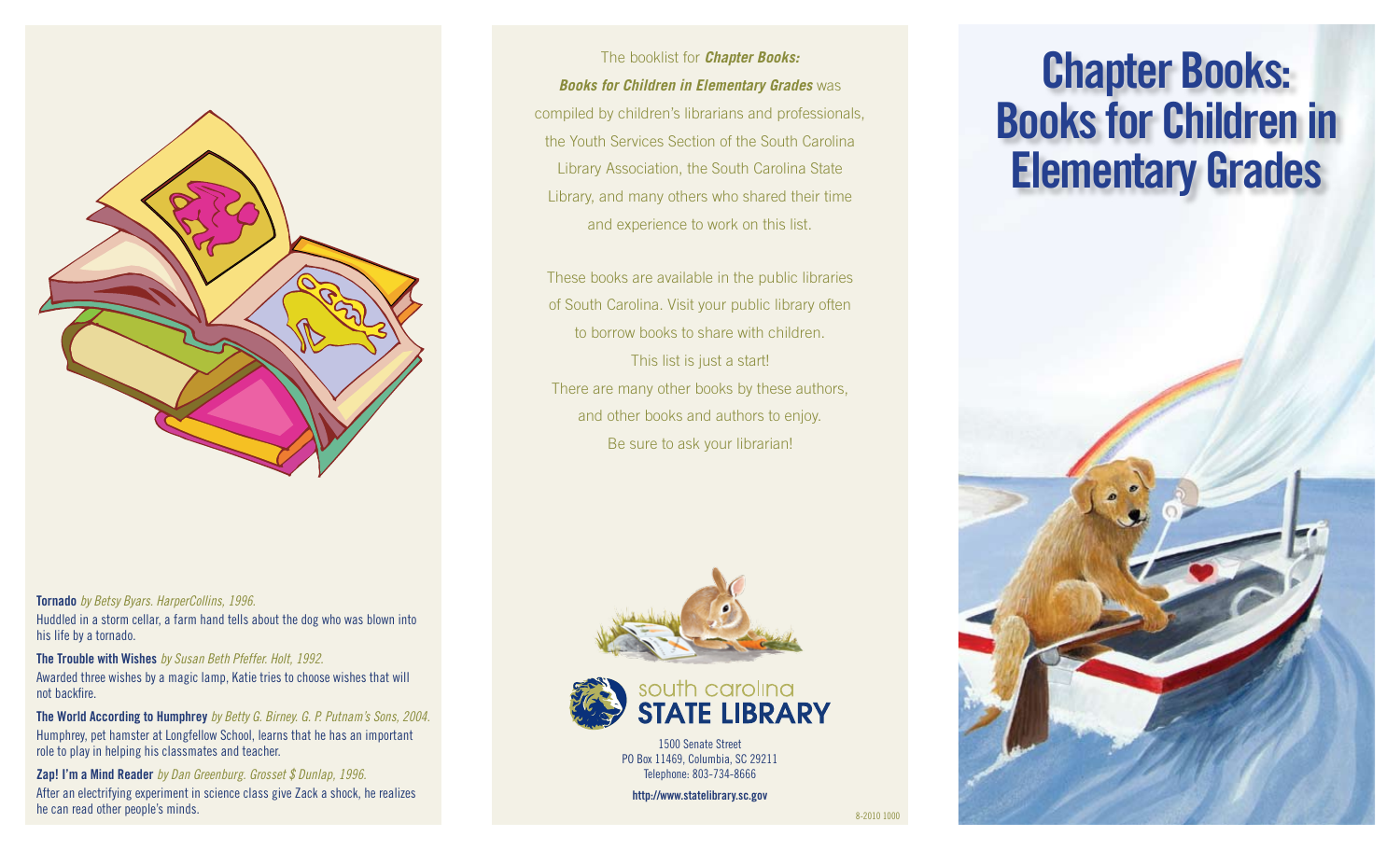**Tornado** *by Betsy Byars. HarperCollins, 1996.*
Huddled in a storm cellar, a farm hand tells about the dog who was blown into his life by a tornado.

**The Trouble with Wishes** *by Susan Beth Pfeffer. Holt, 1992.*
Awarded three wishes by a magic lamp, Katie tries to choose wishes that will not backfire.

**The World According to Humphrey** *by Betty G. Birney. G. P. Putnam's Sons, 2004.*
Humphrey, pet hamster at Longfellow School, learns that he has an important role to play in helping his classmates and teacher.

**Zap! I'm a Mind Reader** *by Dan Greenburg. Grosset $ Dunlap, 1996.*
After an electrifying experiment in science class give Zack a shock, he realizes he can read other people's minds.

The booklist for ***Chapter Books: Books for Children in Elementary Grades*** was compiled by children's librarians and professionals, the Youth Services Section of the South Carolina Library Association, the South Carolina State Library, and many others who shared their time and experience to work on this list.

These books are available in the public libraries of South Carolina. Visit your public library often to borrow books to share with children.
This list is just a start!
There are many other books by these authors, and other books and authors to enjoy.
Be sure to ask your librarian!

south carolina
**STATE LIBRARY**

1500 Senate Street
PO Box 11469, Columbia, SC 29211
Telephone: 803-734-8666

**http://www.statelibrary.sc.gov**

8-2010 1000

# Chapter Books: Books for Children in Elementary Grades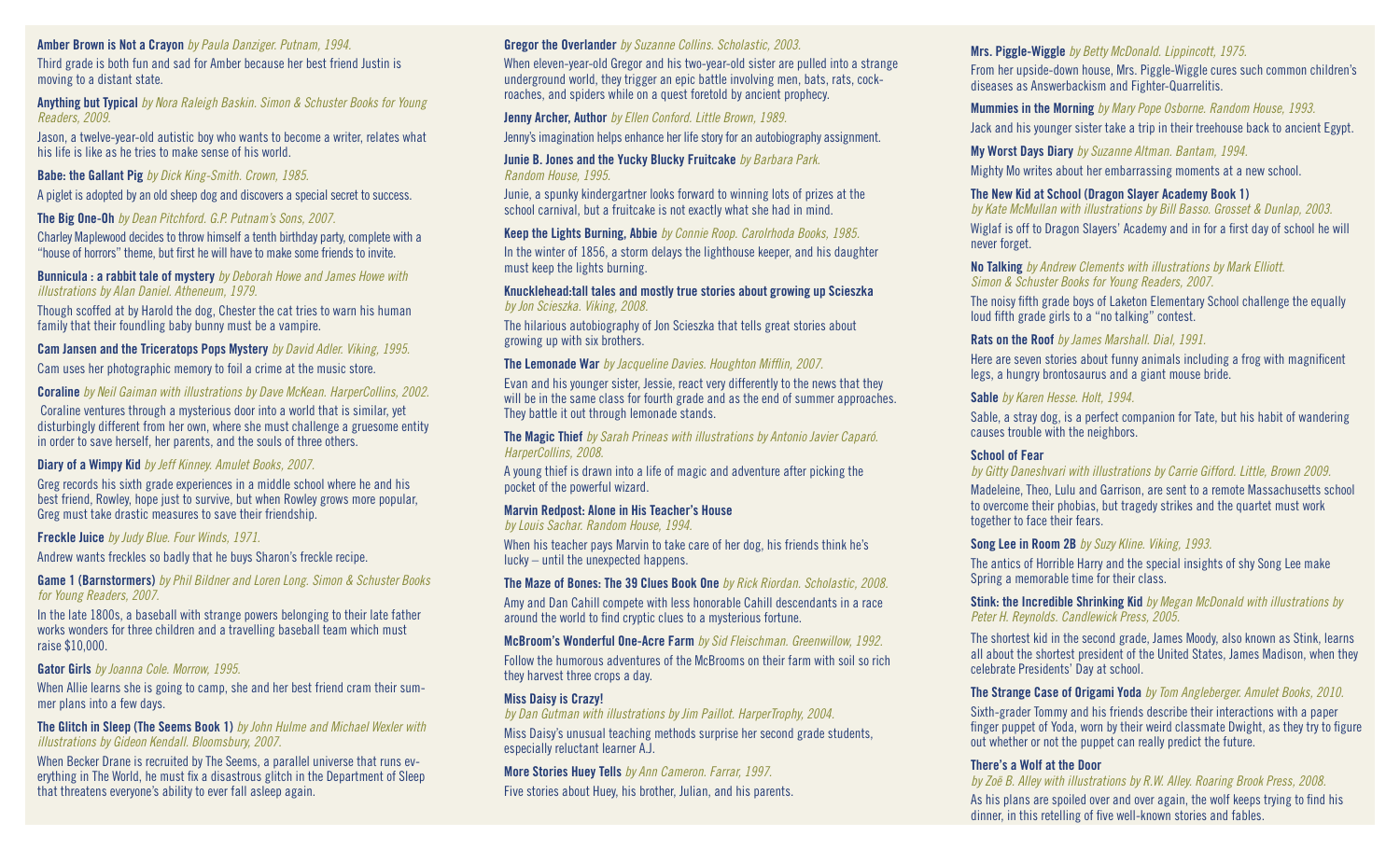**Amber Brown is Not a Crayon** *by Paula Danziger. Putnam, 1994.*

Third grade is both fun and sad for Amber because her best friend Justin is moving to a distant state.

**Anything but Typical** *by Nora Raleigh Baskin. Simon & Schuster Books for Young Readers, 2009.*

Jason, a twelve-year-old autistic boy who wants to become a writer, relates what his life is like as he tries to make sense of his world.

**Babe: the Gallant Pig** *by Dick King-Smith. Crown, 1985.*

A piglet is adopted by an old sheep dog and discovers a special secret to success.

**The Big One-Oh** *by Dean Pitchford. G.P. Putnam's Sons, 2007.*

Charley Maplewood decides to throw himself a tenth birthday party, complete with a "house of horrors" theme, but first he will have to make some friends to invite.

**Bunnicula : a rabbit tale of mystery** *by Deborah Howe and James Howe with illustrations by Alan Daniel. Atheneum, 1979.*

Though scoffed at by Harold the dog, Chester the cat tries to warn his human family that their foundling baby bunny must be a vampire.

**Cam Jansen and the Triceratops Pops Mystery** *by David Adler. Viking, 1995.*

Cam uses her photographic memory to foil a crime at the music store.

**Coraline** *by Neil Gaiman with illustrations by Dave McKean. HarperCollins, 2002.*

Coraline ventures through a mysterious door into a world that is similar, yet disturbingly different from her own, where she must challenge a gruesome entity in order to save herself, her parents, and the souls of three others.

**Diary of a Wimpy Kid** *by Jeff Kinney. Amulet Books, 2007.*

Greg records his sixth grade experiences in a middle school where he and his best friend, Rowley, hope just to survive, but when Rowley grows more popular, Greg must take drastic measures to save their friendship.

**Freckle Juice** *by Judy Blue. Four Winds, 1971.*

Andrew wants freckles so badly that he buys Sharon's freckle recipe.

**Game 1 (Barnstormers)** *by Phil Bildner and Loren Long. Simon & Schuster Books for Young Readers, 2007.*

In the late 1800s, a baseball with strange powers belonging to their late father works wonders for three children and a travelling baseball team which must raise $10,000.

**Gator Girls** *by Joanna Cole. Morrow, 1995.*

When Allie learns she is going to camp, she and her best friend cram their summer plans into a few days.

**The Glitch in Sleep (The Seems Book 1)** *by John Hulme and Michael Wexler with illustrations by Gideon Kendall. Bloomsbury, 2007.*

When Becker Drane is recruited by The Seems, a parallel universe that runs everything in The World, he must fix a disastrous glitch in the Department of Sleep that threatens everyone's ability to ever fall asleep again.

**Gregor the Overlander** *by Suzanne Collins. Scholastic, 2003.*

When eleven-year-old Gregor and his two-year-old sister are pulled into a strange underground world, they trigger an epic battle involving men, bats, rats, cockroaches, and spiders while on a quest foretold by ancient prophecy.

**Jenny Archer, Author** *by Ellen Conford. Little Brown, 1989.*

Jenny's imagination helps enhance her life story for an autobiography assignment.

**Junie B. Jones and the Yucky Blucky Fruitcake** *by Barbara Park. Random House, 1995.*

Junie, a spunky kindergartner looks forward to winning lots of prizes at the school carnival, but a fruitcake is not exactly what she had in mind.

**Keep the Lights Burning, Abbie** *by Connie Roop. Carolrhoda Books, 1985.*

In the winter of 1856, a storm delays the lighthouse keeper, and his daughter must keep the lights burning.

**Knucklehead:tall tales and mostly true stories about growing up Scieszka** *by Jon Scieszka. Viking, 2008.*

The hilarious autobiography of Jon Scieszka that tells great stories about growing up with six brothers.

**The Lemonade War** *by Jacqueline Davies. Houghton Mifflin, 2007.*

Evan and his younger sister, Jessie, react very differently to the news that they will be in the same class for fourth grade and as the end of summer approaches. They battle it out through lemonade stands.

**The Magic Thief** *by Sarah Prineas with illustrations by Antonio Javier Caparó. HarperCollins, 2008.*

A young thief is drawn into a life of magic and adventure after picking the pocket of the powerful wizard.

**Marvin Redpost: Alone in His Teacher's House** *by Louis Sachar. Random House, 1994.*

When his teacher pays Marvin to take care of her dog, his friends think he's lucky – until the unexpected happens.

**The Maze of Bones: The 39 Clues Book One** *by Rick Riordan. Scholastic, 2008.*

Amy and Dan Cahill compete with less honorable Cahill descendants in a race around the world to find cryptic clues to a mysterious fortune.

**McBroom's Wonderful One-Acre Farm** *by Sid Fleischman. Greenwillow, 1992.*

Follow the humorous adventures of the McBrooms on their farm with soil so rich they harvest three crops a day.

**Miss Daisy is Crazy!** *by Dan Gutman with illustrations by Jim Paillot. HarperTrophy, 2004.*

Miss Daisy's unusual teaching methods surprise her second grade students, especially reluctant learner A.J.

**More Stories Huey Tells** *by Ann Cameron. Farrar, 1997.*

Five stories about Huey, his brother, Julian, and his parents.

**Mrs. Piggle-Wiggle** *by Betty McDonald. Lippincott, 1975.*

From her upside-down house, Mrs. Piggle-Wiggle cures such common children's diseases as Answerbackism and Fighter-Quarrelitis.

**Mummies in the Morning** *by Mary Pope Osborne. Random House, 1993.*

Jack and his younger sister take a trip in their treehouse back to ancient Egypt.

**My Worst Days Diary** *by Suzanne Altman. Bantam, 1994.*

Mighty Mo writes about her embarrassing moments at a new school.

**The New Kid at School (Dragon Slayer Academy Book 1)** *by Kate McMullan with illustrations by Bill Basso. Grosset & Dunlap, 2003.*

Wiglaf is off to Dragon Slayers' Academy and in for a first day of school he will never forget.

**No Talking** *by Andrew Clements with illustrations by Mark Elliott. Simon & Schuster Books for Young Readers, 2007.*

The noisy fifth grade boys of Laketon Elementary School challenge the equally loud fifth grade girls to a "no talking" contest.

**Rats on the Roof** *by James Marshall. Dial, 1991.*

Here are seven stories about funny animals including a frog with magnificent legs, a hungry brontosaurus and a giant mouse bride.

**Sable** *by Karen Hesse. Holt, 1994.*

Sable, a stray dog, is a perfect companion for Tate, but his habit of wandering causes trouble with the neighbors.

**School of Fear** *by Gitty Daneshvari with illustrations by Carrie Gifford. Little, Brown 2009.*

Madeleine, Theo, Lulu and Garrison, are sent to a remote Massachusetts school to overcome their phobias, but tragedy strikes and the quartet must work together to face their fears.

**Song Lee in Room 2B** *by Suzy Kline. Viking, 1993.*

The antics of Horrible Harry and the special insights of shy Song Lee make Spring a memorable time for their class.

**Stink: the Incredible Shrinking Kid** *by Megan McDonald with illustrations by Peter H. Reynolds. Candlewick Press, 2005.*

The shortest kid in the second grade, James Moody, also known as Stink, learns all about the shortest president of the United States, James Madison, when they celebrate Presidents' Day at school.

**The Strange Case of Origami Yoda** *by Tom Angleberger. Amulet Books, 2010.*

Sixth-grader Tommy and his friends describe their interactions with a paper finger puppet of Yoda, worn by their weird classmate Dwight, as they try to figure out whether or not the puppet can really predict the future.

**There's a Wolf at the Door** *by Zoë B. Alley with illustrations by R.W. Alley. Roaring Brook Press, 2008.*

As his plans are spoiled over and over again, the wolf keeps trying to find his dinner, in this retelling of five well-known stories and fables.